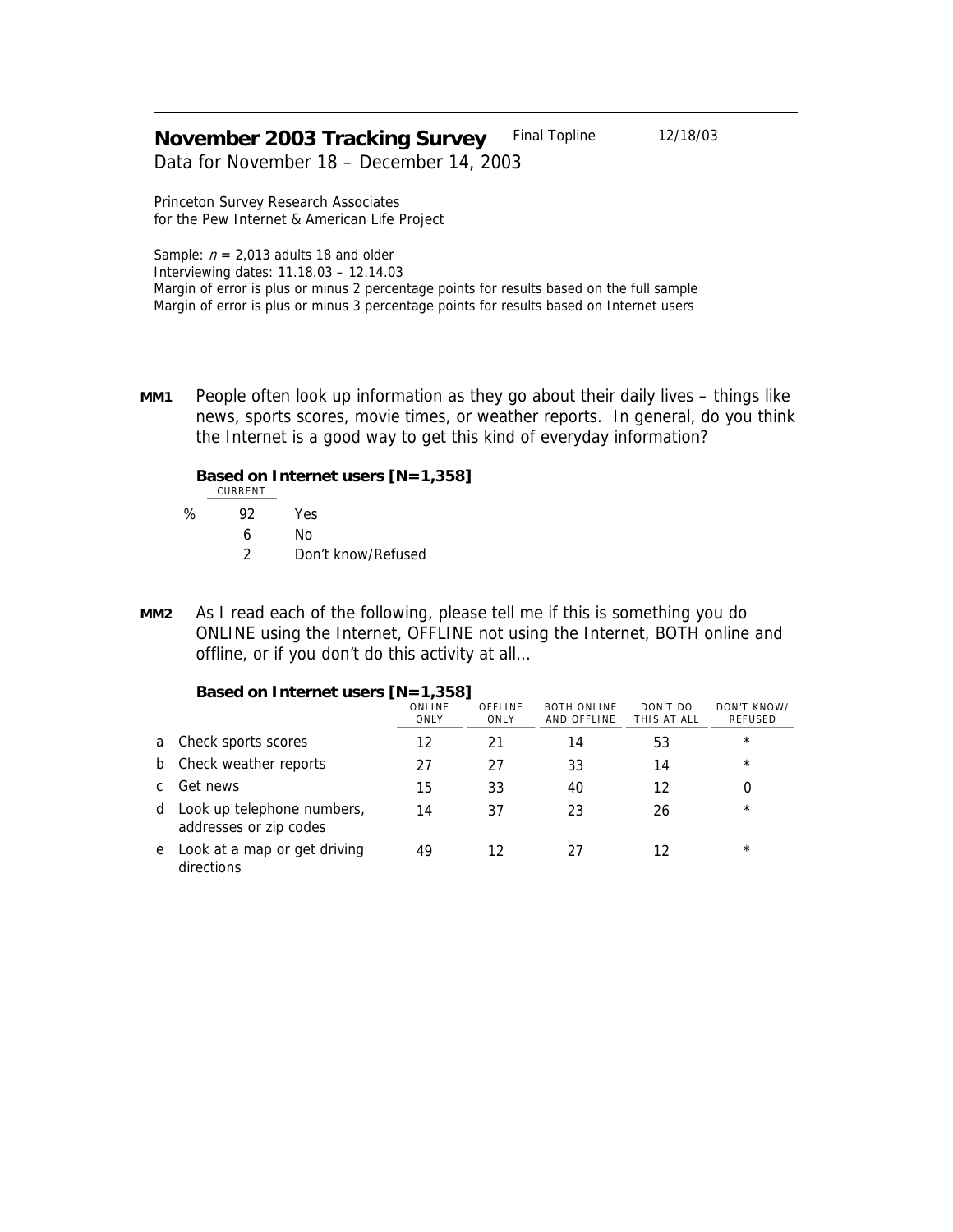# November 2003 Tracking Survey

Final Topline 12/18/03

Data for November 18 – December 14, 2003

Princeton Survey Research Associates
for the Pew Internet & American Life Project

Sample: $n$ = 2,013 adults 18 and older
Interviewing dates: 11.18.03 – 12.14.03
Margin of error is plus or minus 2 percentage points for results based on the full sample
Margin of error is plus or minus 3 percentage points for results based on Internet users

**MM1** People often look up information as they go about their daily lives – things like news, sports scores, movie times, or weather reports. In general, do you think the Internet is a good way to get this kind of everyday information?

**Based on Internet users [N=1,358]**

| | CURRENT | |
|---|---|---|
| % | 92 | Yes |
| | 6 | No |
| | 2 | Don't know/Refused |

**MM2** As I read each of the following, please tell me if this is something you do ONLINE using the Internet, OFFLINE not using the Internet, BOTH online and offline, or if you don't do this activity at all…

**Based on Internet users [N=1,358]**

| | | ONLINE ONLY | OFFLINE ONLY | BOTH ONLINE AND OFFLINE | DON'T DO THIS AT ALL | DON'T KNOW/ REFUSED |
|---|---|---|---|---|---|---|
| a | Check sports scores | 12 | 21 | 14 | 53 | * |
| b | Check weather reports | 27 | 27 | 33 | 14 | * |
| c | Get news | 15 | 33 | 40 | 12 | 0 |
| d | Look up telephone numbers, addresses or zip codes | 14 | 37 | 23 | 26 | * |
| e | Look at a map or get driving directions | 49 | 12 | 27 | 12 | * |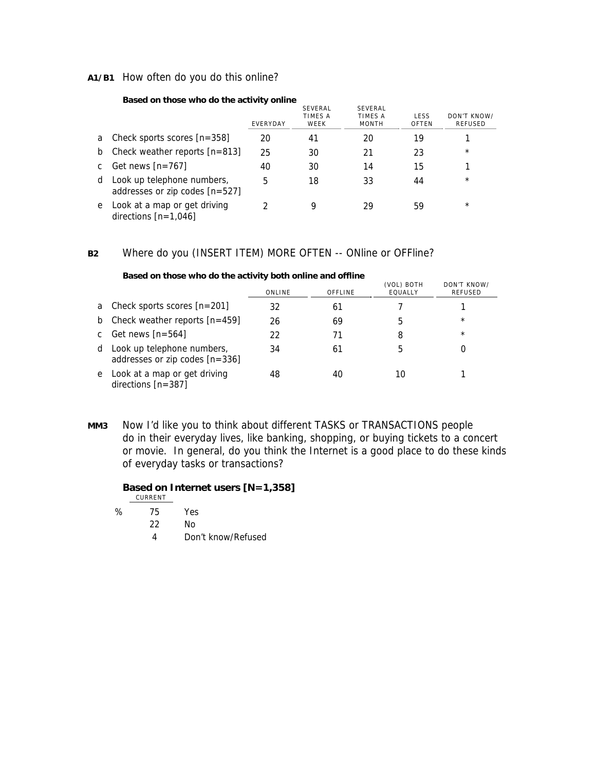**A1/B1** How often do you do this online?

**Based on those who do the activity online**

| | | EVERYDAY | SEVERAL TIMES A WEEK | SEVERAL TIMES A MONTH | LESS OFTEN | DON'T KNOW/ REFUSED |
|---|---|---|---|---|---|---|
| a | Check sports scores [n=358] | 20 | 41 | 20 | 19 | 1 |
| b | Check weather reports [n=813] | 25 | 30 | 21 | 23 | * |
| c | Get news [n=767] | 40 | 30 | 14 | 15 | 1 |
| d | Look up telephone numbers, addresses or zip codes [n=527] | 5 | 18 | 33 | 44 | * |
| e | Look at a map or get driving directions [n=1,046] | 2 | 9 | 29 | 59 | * |

**B2** Where do you (INSERT ITEM) MORE OFTEN -- ONline or OFFline?

**Based on those who do the activity both online and offline**

| | | ONLINE | OFFLINE | (VOL) BOTH EQUALLY | DON'T KNOW/ REFUSED |
|---|---|---|---|---|---|
| a | Check sports scores [n=201] | 32 | 61 | 7 | 1 |
| b | Check weather reports [n=459] | 26 | 69 | 5 | * |
| c | Get news [n=564] | 22 | 71 | 8 | * |
| d | Look up telephone numbers, addresses or zip codes [n=336] | 34 | 61 | 5 | 0 |
| e | Look at a map or get driving directions [n=387] | 48 | 40 | 10 | 1 |

**MM3** Now I'd like you to think about different TASKS or TRANSACTIONS people do in their everyday lives, like banking, shopping, or buying tickets to a concert or movie. In general, do you think the Internet is a good place to do these kinds of everyday tasks or transactions?

**Based on Internet users [N=1,358]**

| | CURRENT | |
|---|---|---|
| % | 75 | Yes |
| | 22 | No |
| | 4 | Don't know/Refused |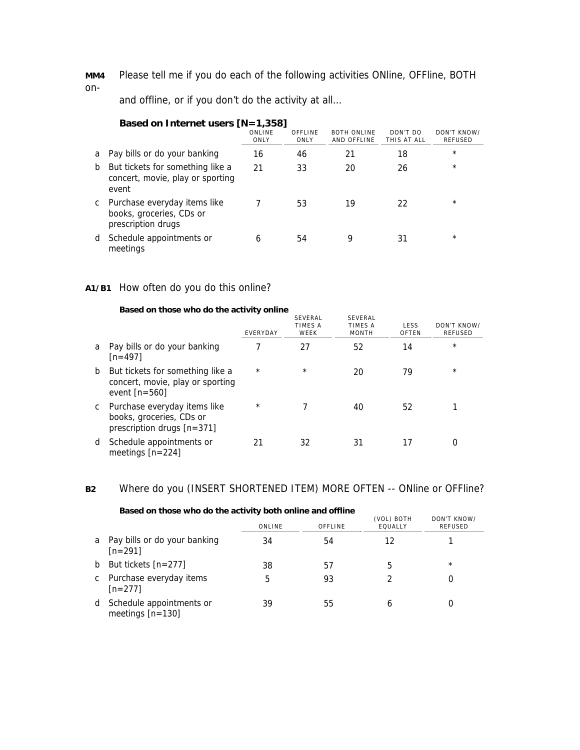**MM4** Please tell me if you do each of the following activities ONline, OFFline, BOTH on-and offline, or if you don't do the activity at all...

**Based on Internet users [N=1,358]**

| | | ONLINE ONLY | OFFLINE ONLY | BOTH ONLINE AND OFFLINE | DON'T DO THIS AT ALL | DON'T KNOW/ REFUSED |
|---|---|---|---|---|---|---|
| a | Pay bills or do your banking | 16 | 46 | 21 | 18 | * |
| b | But tickets for something like a concert, movie, play or sporting event | 21 | 33 | 20 | 26 | * |
| c | Purchase everyday items like books, groceries, CDs or prescription drugs | 7 | 53 | 19 | 22 | * |
| d | Schedule appointments or meetings | 6 | 54 | 9 | 31 | * |

**A1/B1** How often do you do this online?

**Based on those who do the activity online**

| | | EVERYDAY | SEVERAL TIMES A WEEK | SEVERAL TIMES A MONTH | LESS OFTEN | DON'T KNOW/ REFUSED |
|---|---|---|---|---|---|---|
| a | Pay bills or do your banking [n=497] | 7 | 27 | 52 | 14 | * |
| b | But tickets for something like a concert, movie, play or sporting event [n=560] | * | * | 20 | 79 | * |
| c | Purchase everyday items like books, groceries, CDs or prescription drugs [n=371] | * | 7 | 40 | 52 | 1 |
| d | Schedule appointments or meetings [n=224] | 21 | 32 | 31 | 17 | 0 |

**B2** Where do you (INSERT SHORTENED ITEM) MORE OFTEN -- ONline or OFFline?

**Based on those who do the activity both online and offline**

| | | ONLINE | OFFLINE | (VOL) BOTH EQUALLY | DON'T KNOW/ REFUSED |
|---|---|---|---|---|---|
| a | Pay bills or do your banking [n=291] | 34 | 54 | 12 | 1 |
| b | But tickets [n=277] | 38 | 57 | 5 | * |
| c | Purchase everyday items [n=277] | 5 | 93 | 2 | 0 |
| d | Schedule appointments or meetings [n=130] | 39 | 55 | 6 | 0 |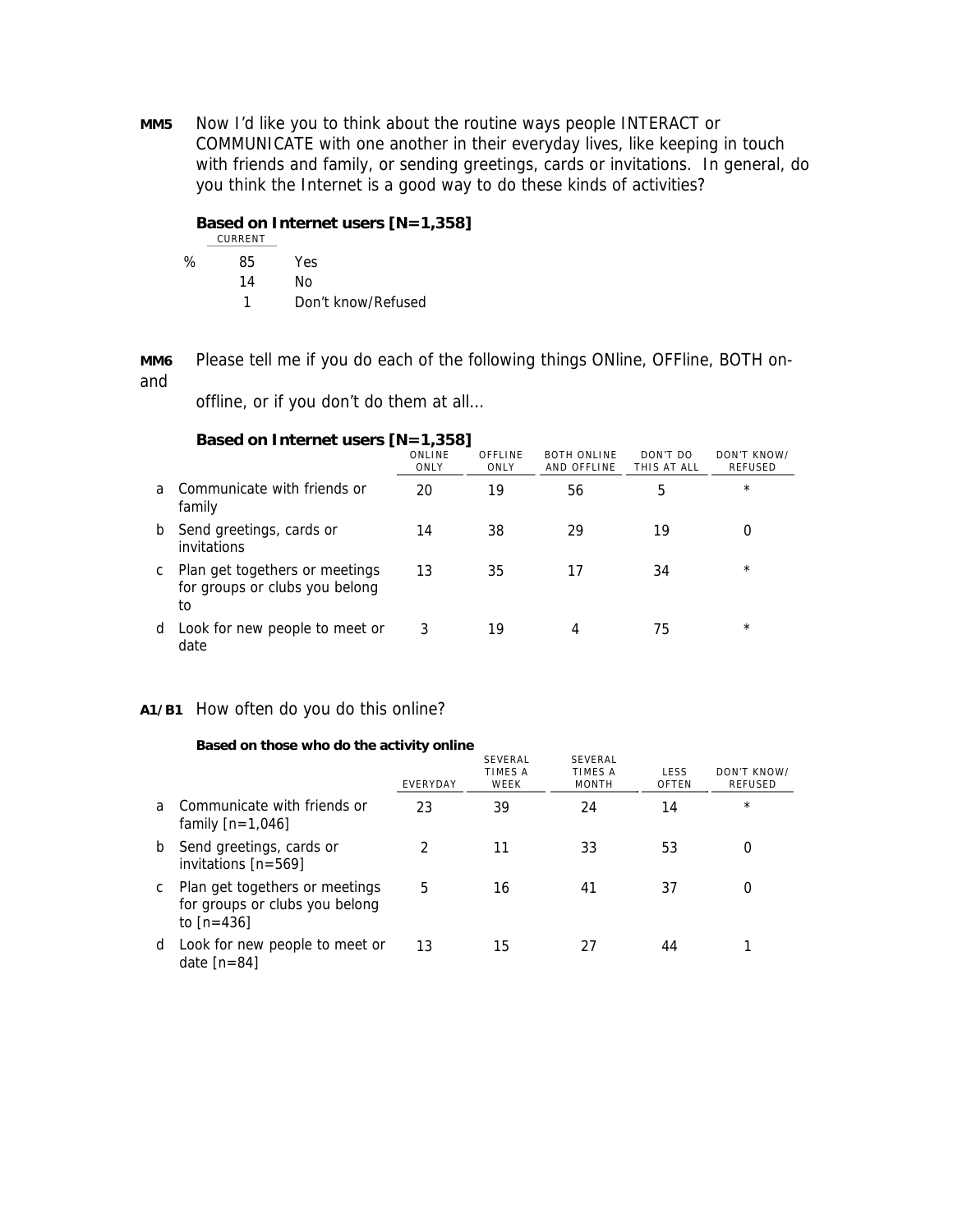**MM5** Now I'd like you to think about the routine ways people INTERACT or COMMUNICATE with one another in their everyday lives, like keeping in touch with friends and family, or sending greetings, cards or invitations. In general, do you think the Internet is a good way to do these kinds of activities?

**Based on Internet users [N=1,358]**

| | CURRENT | |
|---|---|---|
| % | 85 | Yes |
| | 14 | No |
| | 1 | Don't know/Refused |

**MM6** Please tell me if you do each of the following things ONline, OFFline, BOTH on-and offline, or if you don't do them at all...

**Based on Internet users [N=1,358]**

| | | ONLINE ONLY | OFFLINE ONLY | BOTH ONLINE AND OFFLINE | DON'T DO THIS AT ALL | DON'T KNOW/ REFUSED |
|---|---|---|---|---|---|---|
| a | Communicate with friends or family | 20 | 19 | 56 | 5 | * |
| b | Send greetings, cards or invitations | 14 | 38 | 29 | 19 | 0 |
| c | Plan get togethers or meetings for groups or clubs you belong to | 13 | 35 | 17 | 34 | * |
| d | Look for new people to meet or date | 3 | 19 | 4 | 75 | * |

**A1/B1** How often do you do this online?

**Based on those who do the activity online**

| | | EVERYDAY | SEVERAL TIMES A WEEK | SEVERAL TIMES A MONTH | LESS OFTEN | DON'T KNOW/ REFUSED |
|---|---|---|---|---|---|---|
| a | Communicate with friends or family [n=1,046] | 23 | 39 | 24 | 14 | * |
| b | Send greetings, cards or invitations [n=569] | 2 | 11 | 33 | 53 | 0 |
| c | Plan get togethers or meetings for groups or clubs you belong to [n=436] | 5 | 16 | 41 | 37 | 0 |
| d | Look for new people to meet or date [n=84] | 13 | 15 | 27 | 44 | 1 |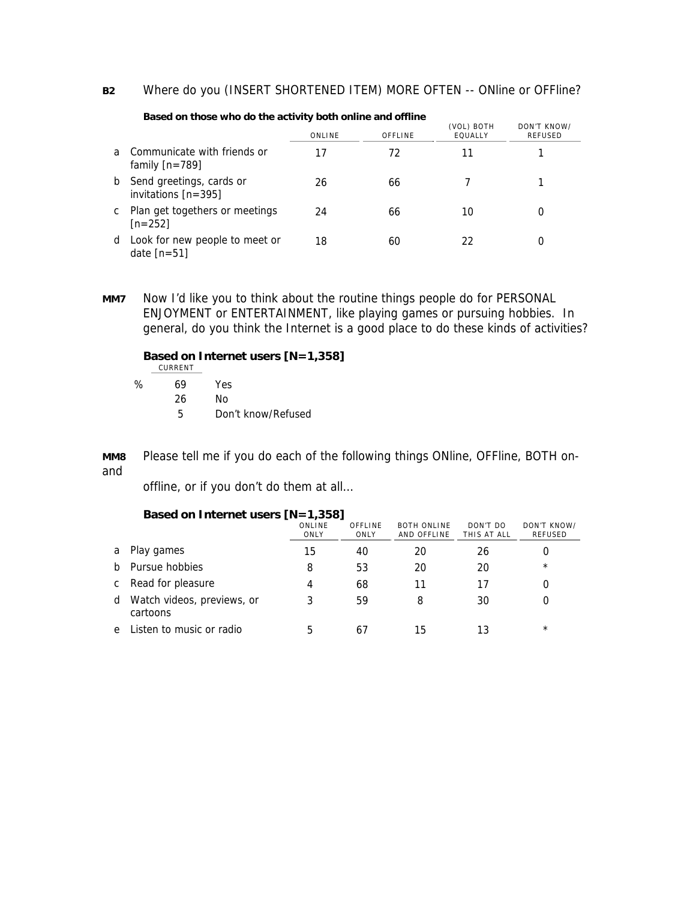**B2** Where do you (INSERT SHORTENED ITEM) MORE OFTEN -- ONline or OFFline?

**Based on those who do the activity both online and offline**

| | | ONLINE | OFFLINE | (VOL) BOTH EQUALLY | DON'T KNOW/ REFUSED |
|---|---|---|---|---|---|
| a | Communicate with friends or family [n=789] | 17 | 72 | 11 | 1 |
| b | Send greetings, cards or invitations [n=395] | 26 | 66 | 7 | 1 |
| c | Plan get togethers or meetings [n=252] | 24 | 66 | 10 | 0 |
| d | Look for new people to meet or date [n=51] | 18 | 60 | 22 | 0 |

**MM7** Now I'd like you to think about the routine things people do for PERSONAL ENJOYMENT or ENTERTAINMENT, like playing games or pursuing hobbies. In general, do you think the Internet is a good place to do these kinds of activities?

**Based on Internet users [N=1,358]**

| | CURRENT | |
|---|---|---|
| % | 69 | Yes |
| | 26 | No |
| | 5 | Don't know/Refused |

**MM8** Please tell me if you do each of the following things ONline, OFFline, BOTH on- and offline, or if you don't do them at all...

**Based on Internet users [N=1,358]**

| | | ONLINE ONLY | OFFLINE ONLY | BOTH ONLINE AND OFFLINE | DON'T DO THIS AT ALL | DON'T KNOW/ REFUSED |
|---|---|---|---|---|---|---|
| a | Play games | 15 | 40 | 20 | 26 | 0 |
| b | Pursue hobbies | 8 | 53 | 20 | 20 | * |
| c | Read for pleasure | 4 | 68 | 11 | 17 | 0 |
| d | Watch videos, previews, or cartoons | 3 | 59 | 8 | 30 | 0 |
| e | Listen to music or radio | 5 | 67 | 15 | 13 | * |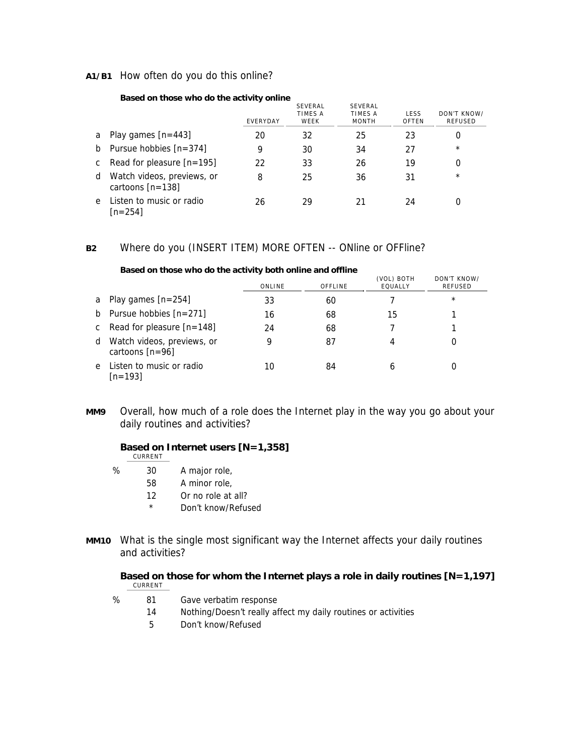**A1/B1** How often do you do this online?

**Based on those who do the activity online**

| | | EVERYDAY | SEVERAL TIMES A WEEK | SEVERAL TIMES A MONTH | LESS OFTEN | DON'T KNOW/ REFUSED |
|---|---|---|---|---|---|---|
| a | Play games [n=443] | 20 | 32 | 25 | 23 | 0 |
| b | Pursue hobbies [n=374] | 9 | 30 | 34 | 27 | * |
| c | Read for pleasure [n=195] | 22 | 33 | 26 | 19 | 0 |
| d | Watch videos, previews, or cartoons [n=138] | 8 | 25 | 36 | 31 | * |
| e | Listen to music or radio [n=254] | 26 | 29 | 21 | 24 | 0 |

**B2** Where do you (INSERT ITEM) MORE OFTEN -- ONline or OFFline?

**Based on those who do the activity both online and offline**

| | | ONLINE | OFFLINE | (VOL) BOTH EQUALLY | DON'T KNOW/ REFUSED |
|---|---|---|---|---|---|
| a | Play games [n=254] | 33 | 60 | 7 | * |
| b | Pursue hobbies [n=271] | 16 | 68 | 15 | 1 |
| c | Read for pleasure [n=148] | 24 | 68 | 7 | 1 |
| d | Watch videos, previews, or cartoons [n=96] | 9 | 87 | 4 | 0 |
| e | Listen to music or radio [n=193] | 10 | 84 | 6 | 0 |

**MM9** Overall, how much of a role does the Internet play in the way you go about your daily routines and activities?

**Based on Internet users [N=1,358]**

| | CURRENT | |
|---|---|---|
| % | 30 | A major role, |
| | 58 | A minor role, |
| | 12 | Or no role at all? |
| | * | Don't know/Refused |

**MM10** What is the single most significant way the Internet affects your daily routines and activities?

**Based on those for whom the Internet plays a role in daily routines [N=1,197]**

| | CURRENT | |
|---|---|---|
| % | 81 | Gave verbatim response |
| | 14 | Nothing/Doesn't really affect my daily routines or activities |
| | 5 | Don't know/Refused |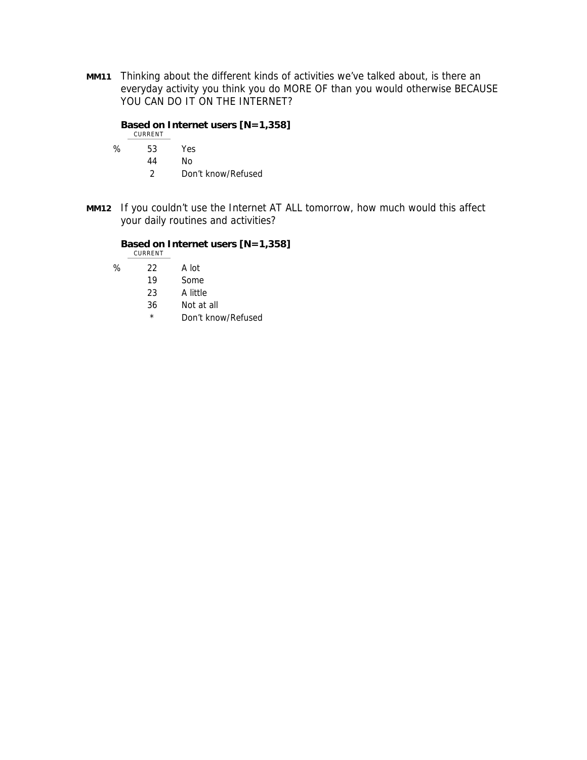**MM11** Thinking about the different kinds of activities we've talked about, is there an everyday activity you think you do MORE OF than you would otherwise BECAUSE YOU CAN DO IT ON THE INTERNET?

**Based on Internet users [N=1,358]**

| | CURRENT | |
|---|---|---|
| % | 53 | Yes |
| | 44 | No |
| | 2 | Don't know/Refused |

**MM12** If you couldn't use the Internet AT ALL tomorrow, how much would this affect your daily routines and activities?

**Based on Internet users [N=1,358]**

| | CURRENT | |
|---|---|---|
| % | 22 | A lot |
| | 19 | Some |
| | 23 | A little |
| | 36 | Not at all |
| | * | Don't know/Refused |